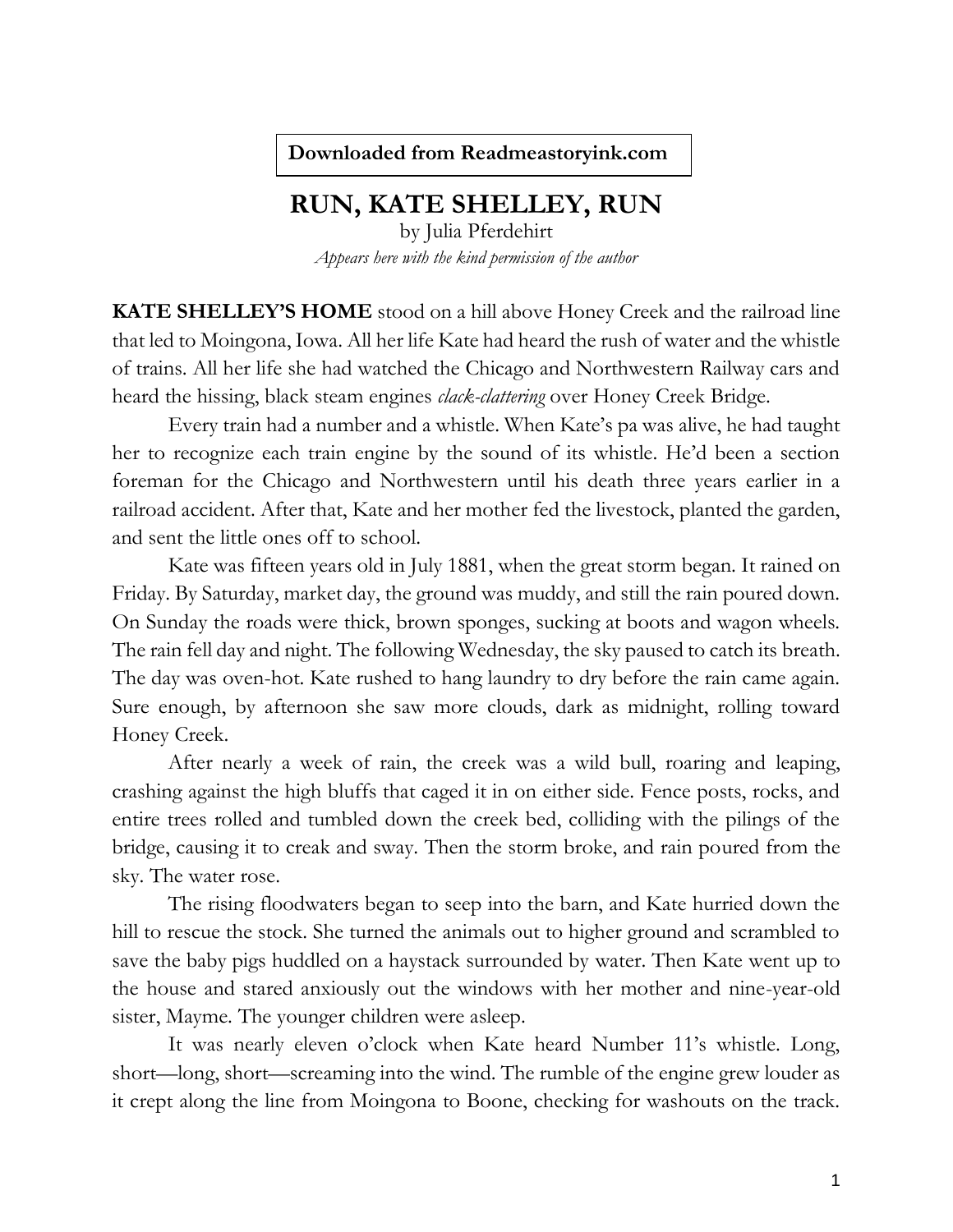**Downloaded from Readmeastoryink.com**

# RUN, KATE SHELLEY, RUN

by Julia Pferdehirt

*Appears here with the kind permission of the author*

**KATE SHELLEY'S HOME** stood on a hill above Honey Creek and the railroad line that led to Moingona, Iowa. All her life Kate had heard the rush of water and the whistle of trains. All her life she had watched the Chicago and Northwestern Railway cars and heard the hissing, black steam engines *clack-clattering* over Honey Creek Bridge.

Every train had a number and a whistle. When Kate's pa was alive, he had taught her to recognize each train engine by the sound of its whistle. He'd been a section foreman for the Chicago and Northwestern until his death three years earlier in a railroad accident. After that, Kate and her mother fed the livestock, planted the garden, and sent the little ones off to school.

Kate was fifteen years old in July 1881, when the great storm began. It rained on Friday. By Saturday, market day, the ground was muddy, and still the rain poured down. On Sunday the roads were thick, brown sponges, sucking at boots and wagon wheels. The rain fell day and night. The following Wednesday, the sky paused to catch its breath. The day was oven-hot. Kate rushed to hang laundry to dry before the rain came again. Sure enough, by afternoon she saw more clouds, dark as midnight, rolling toward Honey Creek.

After nearly a week of rain, the creek was a wild bull, roaring and leaping, crashing against the high bluffs that caged it in on either side. Fence posts, rocks, and entire trees rolled and tumbled down the creek bed, colliding with the pilings of the bridge, causing it to creak and sway. Then the storm broke, and rain poured from the sky. The water rose.

The rising floodwaters began to seep into the barn, and Kate hurried down the hill to rescue the stock. She turned the animals out to higher ground and scrambled to save the baby pigs huddled on a haystack surrounded by water. Then Kate went up to the house and stared anxiously out the windows with her mother and nine-year-old sister, Mayme. The younger children were asleep.

It was nearly eleven o'clock when Kate heard Number 11's whistle. Long, short—long, short—screaming into the wind. The rumble of the engine grew louder as it crept along the line from Moingona to Boone, checking for washouts on the track.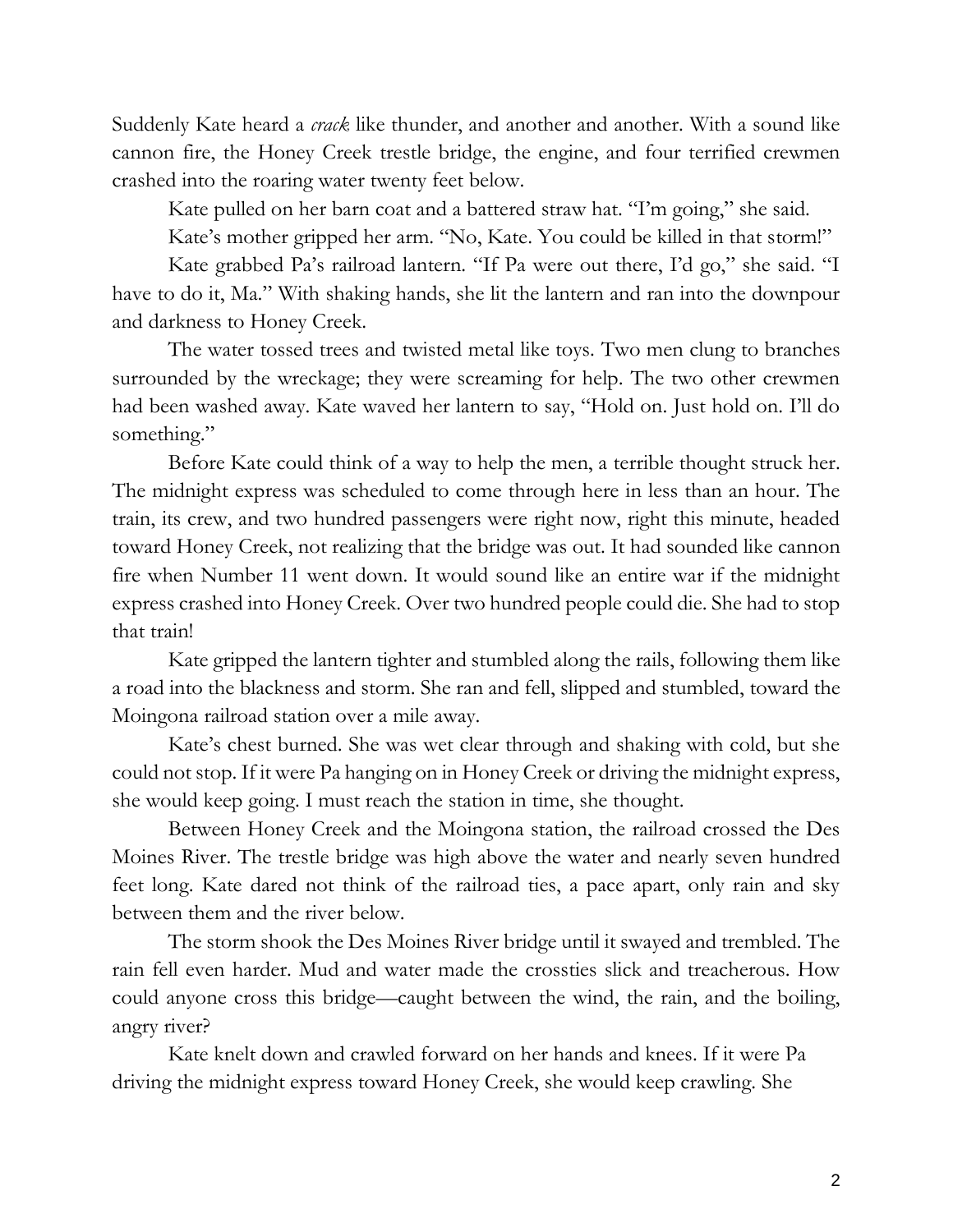Suddenly Kate heard a *crack* like thunder, and another and another. With a sound like cannon fire, the Honey Creek trestle bridge, the engine, and four terrified crewmen crashed into the roaring water twenty feet below.

Kate pulled on her barn coat and a battered straw hat. "I'm going," she said.

Kate's mother gripped her arm. "No, Kate. You could be killed in that storm!"

Kate grabbed Pa's railroad lantern. "If Pa were out there, I'd go," she said. "I have to do it, Ma." With shaking hands, she lit the lantern and ran into the downpour and darkness to Honey Creek.

The water tossed trees and twisted metal like toys. Two men clung to branches surrounded by the wreckage; they were screaming for help. The two other crewmen had been washed away. Kate waved her lantern to say, "Hold on. Just hold on. I'll do something."

Before Kate could think of a way to help the men, a terrible thought struck her. The midnight express was scheduled to come through here in less than an hour. The train, its crew, and two hundred passengers were right now, right this minute, headed toward Honey Creek, not realizing that the bridge was out. It had sounded like cannon fire when Number 11 went down. It would sound like an entire war if the midnight express crashed into Honey Creek. Over two hundred people could die. She had to stop that train!

Kate gripped the lantern tighter and stumbled along the rails, following them like a road into the blackness and storm. She ran and fell, slipped and stumbled, toward the Moingona railroad station over a mile away.

Kate's chest burned. She was wet clear through and shaking with cold, but she could not stop. If it were Pa hanging on in Honey Creek or driving the midnight express, she would keep going. I must reach the station in time, she thought.

Between Honey Creek and the Moingona station, the railroad crossed the Des Moines River. The trestle bridge was high above the water and nearly seven hundred feet long. Kate dared not think of the railroad ties, a pace apart, only rain and sky between them and the river below.

The storm shook the Des Moines River bridge until it swayed and trembled. The rain fell even harder. Mud and water made the crossties slick and treacherous. How could anyone cross this bridge—caught between the wind, the rain, and the boiling, angry river?

Kate knelt down and crawled forward on her hands and knees. If it were Pa driving the midnight express toward Honey Creek, she would keep crawling. She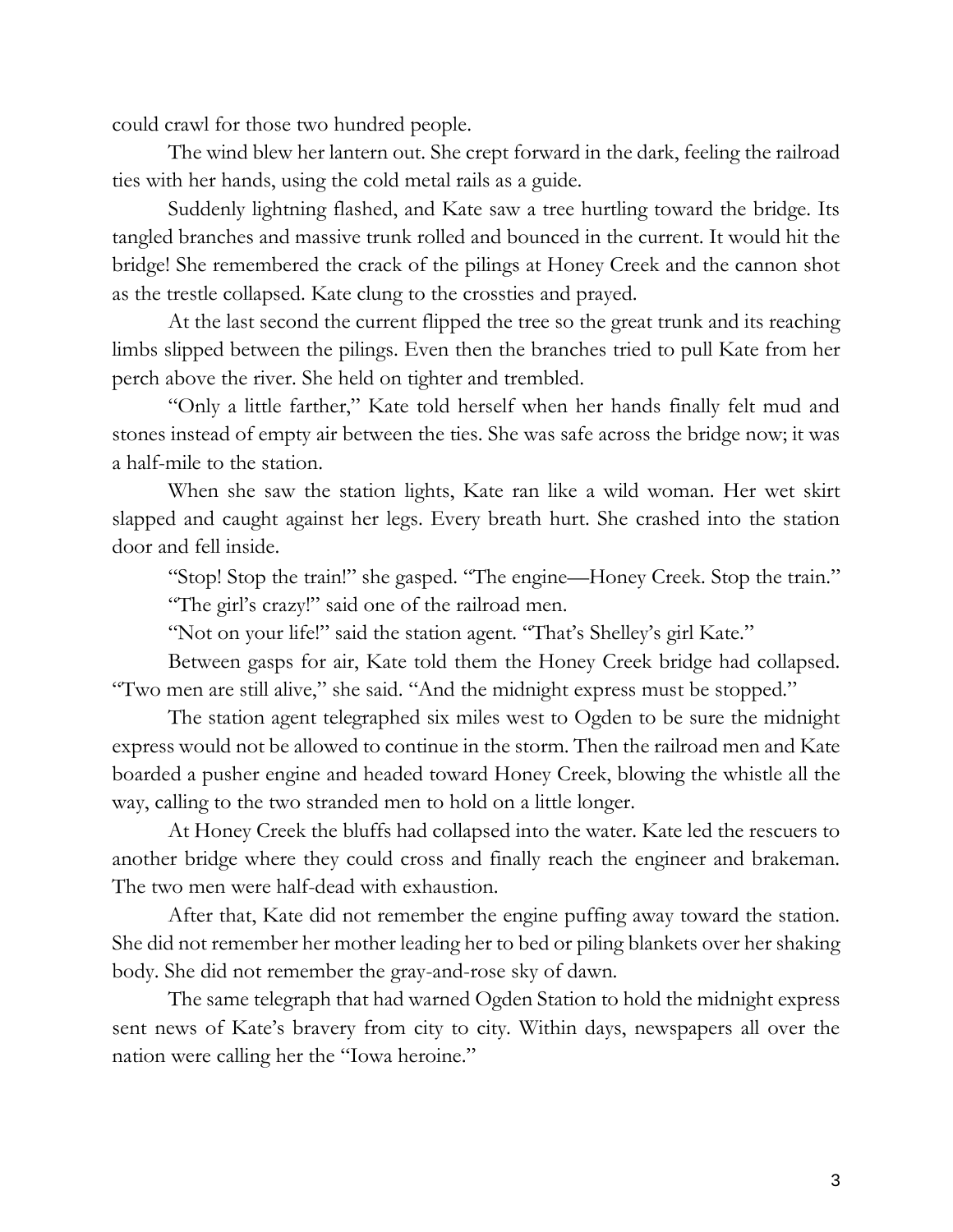could crawl for those two hundred people.

The wind blew her lantern out. She crept forward in the dark, feeling the railroad ties with her hands, using the cold metal rails as a guide.

Suddenly lightning flashed, and Kate saw a tree hurtling toward the bridge. Its tangled branches and massive trunk rolled and bounced in the current. It would hit the bridge! She remembered the crack of the pilings at Honey Creek and the cannon shot as the trestle collapsed. Kate clung to the crossties and prayed.

At the last second the current flipped the tree so the great trunk and its reaching limbs slipped between the pilings. Even then the branches tried to pull Kate from her perch above the river. She held on tighter and trembled.

"Only a little farther," Kate told herself when her hands finally felt mud and stones instead of empty air between the ties. She was safe across the bridge now; it was a half-mile to the station.

When she saw the station lights, Kate ran like a wild woman. Her wet skirt slapped and caught against her legs. Every breath hurt. She crashed into the station door and fell inside.

"Stop! Stop the train!" she gasped. "The engine—Honey Creek. Stop the train."

"The girl's crazy!" said one of the railroad men.

"Not on your life!" said the station agent. "That's Shelley's girl Kate."

Between gasps for air, Kate told them the Honey Creek bridge had collapsed. "Two men are still alive," she said. "And the midnight express must be stopped."

The station agent telegraphed six miles west to Ogden to be sure the midnight express would not be allowed to continue in the storm. Then the railroad men and Kate boarded a pusher engine and headed toward Honey Creek, blowing the whistle all the way, calling to the two stranded men to hold on a little longer.

At Honey Creek the bluffs had collapsed into the water. Kate led the rescuers to another bridge where they could cross and finally reach the engineer and brakeman. The two men were half-dead with exhaustion.

After that, Kate did not remember the engine puffing away toward the station. She did not remember her mother leading her to bed or piling blankets over her shaking body. She did not remember the gray-and-rose sky of dawn.

The same telegraph that had warned Ogden Station to hold the midnight express sent news of Kate's bravery from city to city. Within days, newspapers all over the nation were calling her the "Iowa heroine."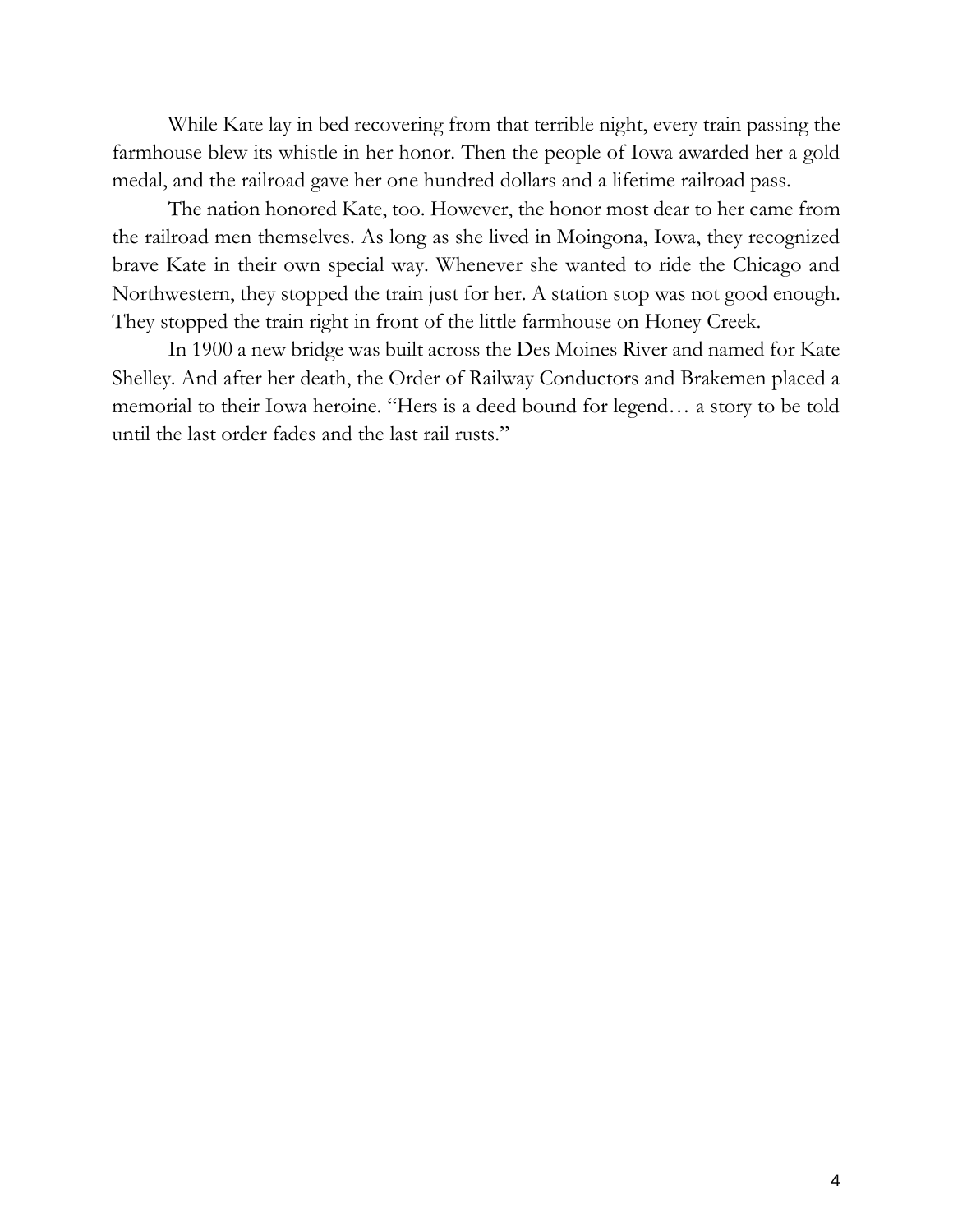While Kate lay in bed recovering from that terrible night, every train passing the farmhouse blew its whistle in her honor. Then the people of Iowa awarded her a gold medal, and the railroad gave her one hundred dollars and a lifetime railroad pass.

The nation honored Kate, too. However, the honor most dear to her came from the railroad men themselves. As long as she lived in Moingona, Iowa, they recognized brave Kate in their own special way. Whenever she wanted to ride the Chicago and Northwestern, they stopped the train just for her. A station stop was not good enough. They stopped the train right in front of the little farmhouse on Honey Creek.

In 1900 a new bridge was built across the Des Moines River and named for Kate Shelley. And after her death, the Order of Railway Conductors and Brakemen placed a memorial to their Iowa heroine. "Hers is a deed bound for legend… a story to be told until the last order fades and the last rail rusts."